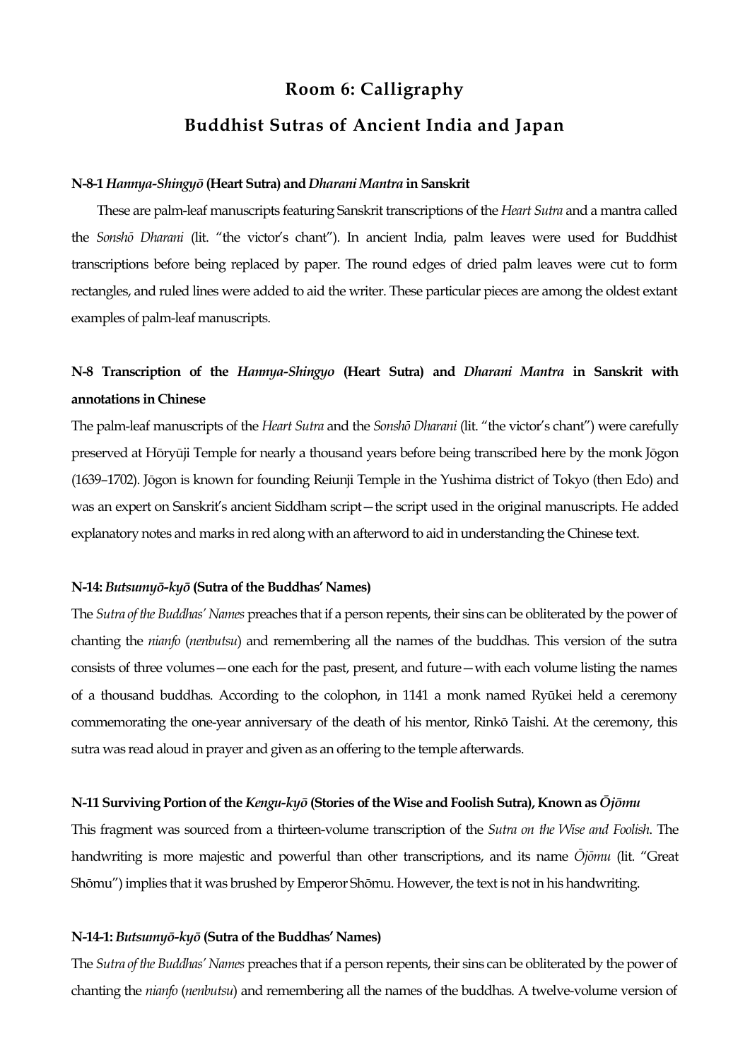# Room 6: Calligraphy

## Buddhist Sutras of Ancient India and Japan

### N-8-1 *Hannya-Shingyō* (Heart Sutra) and *Dharani Mantra* in Sanskrit

These are palm-leaf manuscripts featuring Sanskrit transcriptions of the *Heart Sutra* and a mantra called the *Sonshō Dharani* (lit. "the victor's chant"). In ancient India, palm leaves were used for Buddhist transcriptions before being replaced by paper. The round edges of dried palm leaves were cut to form rectangles, and ruled lines were added to aid the writer. These particular pieces are among the oldest extant examples of palm-leaf manuscripts.

### N-8 Transcription of the *Hannya-Shingyo* (Heart Sutra) and *Dharani Mantra* in Sanskrit with annotations in Chinese

The palm-leaf manuscripts of the *Heart Sutra* and the *Sonshō Dharani* (lit. "the victor's chant") were carefully preserved at Hōryūji Temple for nearly a thousand years before being transcribed here by the monk Jōgon (1639–1702). Jōgon is known for founding Reiunji Temple in the Yushima district of Tokyo (then Edo) and was an expert on Sanskrit's ancient Siddham script—the script used in the original manuscripts. He added explanatory notes and marks in red along with an afterword to aid in understanding the Chinese text.

### N-14: *Butsumyō-kyō* (Sutra of the Buddhas' Names)

The *Sutra of the Buddhas' Names* preaches that if a person repents, their sins can be obliterated by the power of chanting the *nianfo* (*nenbutsu*) and remembering all the names of the buddhas. This version of the sutra consists of three volumes—one each for the past, present, and future—with each volume listing the names of a thousand buddhas. According to the colophon, in 1141 a monk named Ryūkei held a ceremony commemorating the one-year anniversary of the death of his mentor, Rinkō Taishi. At the ceremony, this sutra was read aloud in prayer and given as an offering to the temple afterwards.

### N-11 Surviving Portion of the *Kengu-kyō* (Stories of the Wise and Foolish Sutra), Known as *Ōjōmu*

This fragment was sourced from a thirteen-volume transcription of the *Sutra on the Wise and Foolish*. The handwriting is more majestic and powerful than other transcriptions, and its name *Ōjōmu* (lit. "Great Shōmu") implies that it was brushed by Emperor Shōmu. However, the text is not in his handwriting.

### N-14-1: *Butsumyō-kyō* (Sutra of the Buddhas' Names)

The *Sutra of the Buddhas' Names* preaches that if a person repents, their sins can be obliterated by the power of chanting the *nianfo* (*nenbutsu*) and remembering all the names of the buddhas. A twelve-volume version of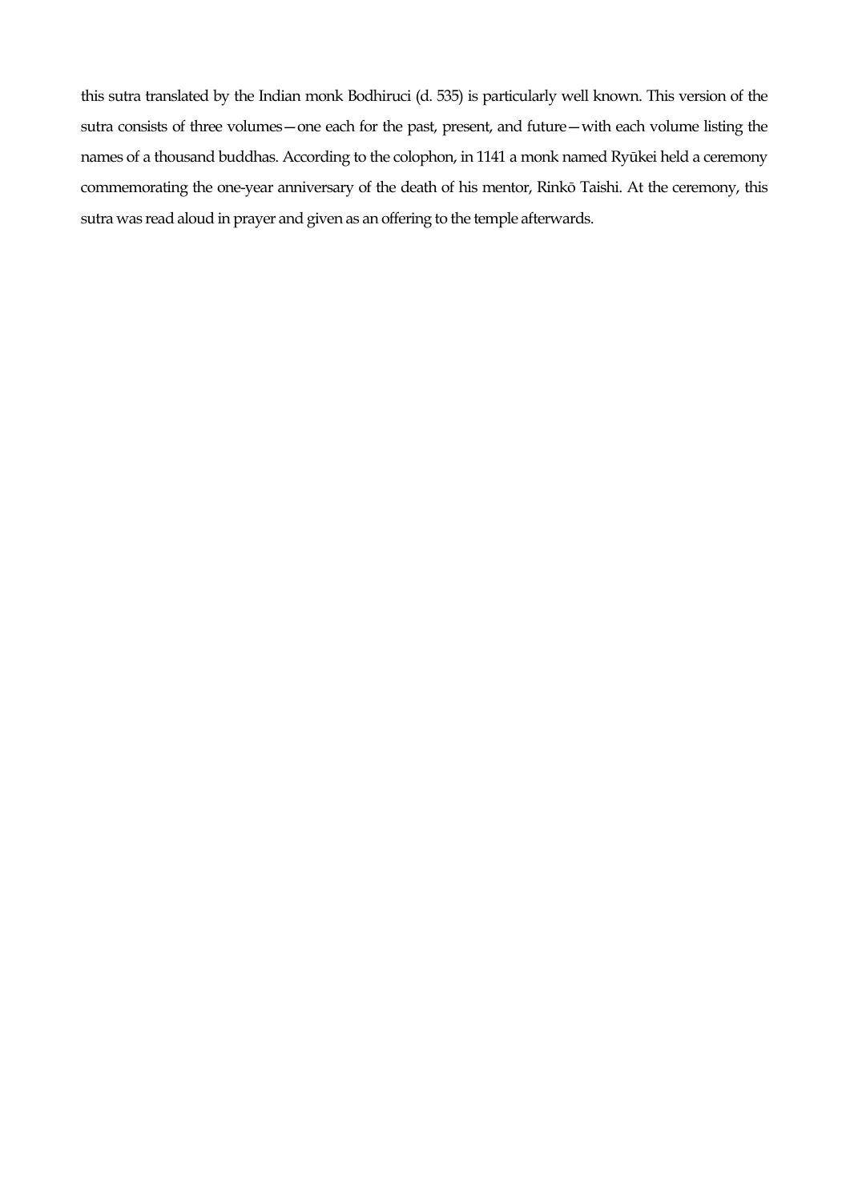this sutra translated by the Indian monk Bodhiruci (d. 535) is particularly well known. This version of the sutra consists of three volumes—one each for the past, present, and future—with each volume listing the names of a thousand buddhas. According to the colophon, in 1141 a monk named Ryūkei held a ceremony commemorating the one-year anniversary of the death of his mentor, Rinkō Taishi. At the ceremony, this sutra was read aloud in prayer and given as an offering to the temple afterwards.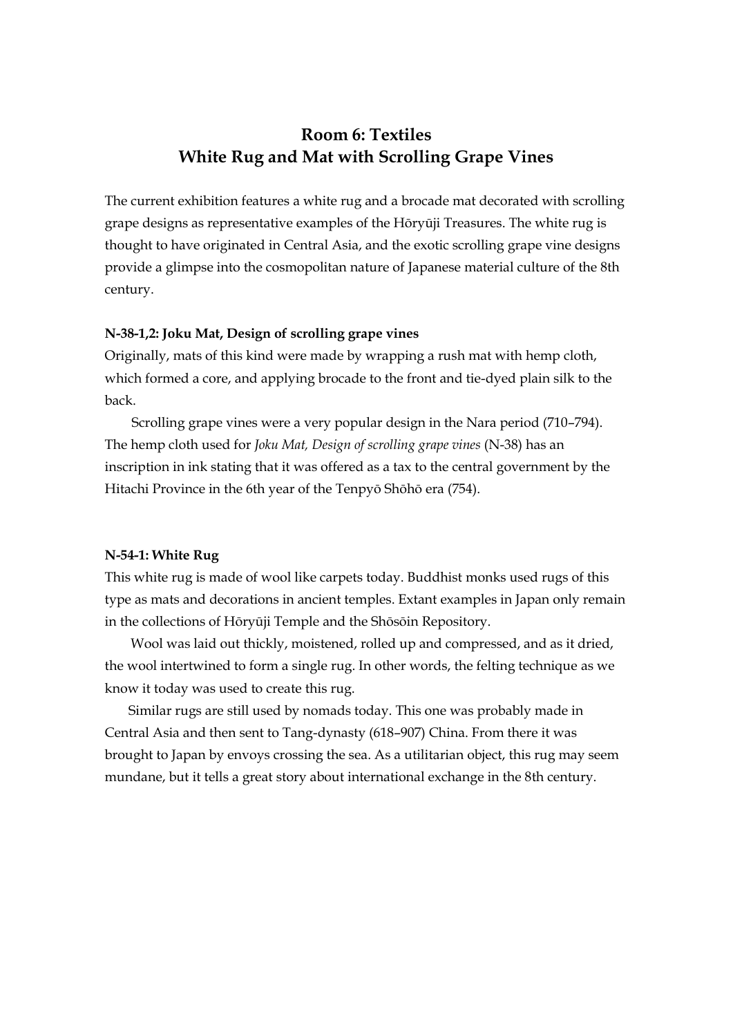# Room 6: Textiles
# White Rug and Mat with Scrolling Grape Vines

The current exhibition features a white rug and a brocade mat decorated with scrolling grape designs as representative examples of the Hōryūji Treasures. The white rug is thought to have originated in Central Asia, and the exotic scrolling grape vine designs provide a glimpse into the cosmopolitan nature of Japanese material culture of the 8th century.

**N-38-1,2: Joku Mat, Design of scrolling grape vines**

Originally, mats of this kind were made by wrapping a rush mat with hemp cloth, which formed a core, and applying brocade to the front and tie-dyed plain silk to the back.

Scrolling grape vines were a very popular design in the Nara period (710–794). The hemp cloth used for *Joku Mat, Design of scrolling grape vines* (N-38) has an inscription in ink stating that it was offered as a tax to the central government by the Hitachi Province in the 6th year of the Tenpyō Shōhō era (754).

**N-54-1: White Rug**

This white rug is made of wool like carpets today. Buddhist monks used rugs of this type as mats and decorations in ancient temples. Extant examples in Japan only remain in the collections of Hōryūji Temple and the Shōsōin Repository.

Wool was laid out thickly, moistened, rolled up and compressed, and as it dried, the wool intertwined to form a single rug. In other words, the felting technique as we know it today was used to create this rug.

Similar rugs are still used by nomads today. This one was probably made in Central Asia and then sent to Tang-dynasty (618–907) China. From there it was brought to Japan by envoys crossing the sea. As a utilitarian object, this rug may seem mundane, but it tells a great story about international exchange in the 8th century.